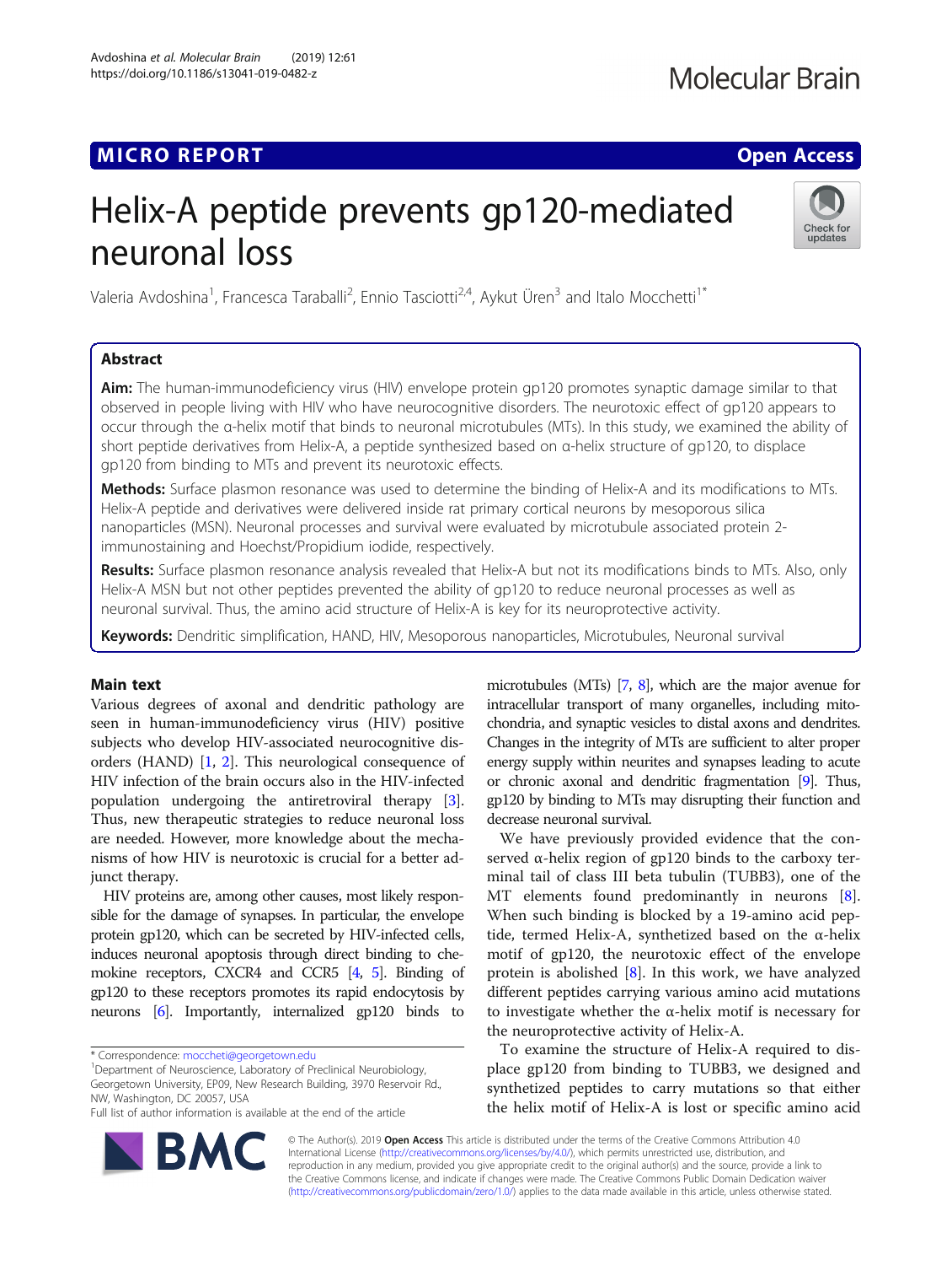MICRO REPORT

Open Access

# Helix-A peptide prevents gp120-mediated neuronal loss

Valeria Avdoshina[1], Francesca Taraballi[2], Ennio Tasciotti[2,4], Aykut Üren[3] and Italo Mocchetti[1*]

## Abstract

**Aim:** The human-immunodeficiency virus (HIV) envelope protein gp120 promotes synaptic damage similar to that observed in people living with HIV who have neurocognitive disorders. The neurotoxic effect of gp120 appears to occur through the α-helix motif that binds to neuronal microtubules (MTs). In this study, we examined the ability of short peptide derivatives from Helix-A, a peptide synthesized based on α-helix structure of gp120, to displace gp120 from binding to MTs and prevent its neurotoxic effects.

**Methods:** Surface plasmon resonance was used to determine the binding of Helix-A and its modifications to MTs. Helix-A peptide and derivatives were delivered inside rat primary cortical neurons by mesoporous silica nanoparticles (MSN). Neuronal processes and survival were evaluated by microtubule associated protein 2-immunostaining and Hoechst/Propidium iodide, respectively.

**Results:** Surface plasmon resonance analysis revealed that Helix-A but not its modifications binds to MTs. Also, only Helix-A MSN but not other peptides prevented the ability of gp120 to reduce neuronal processes as well as neuronal survival. Thus, the amino acid structure of Helix-A is key for its neuroprotective activity.

**Keywords:** Dendritic simplification, HAND, HIV, Mesoporous nanoparticles, Microtubules, Neuronal survival

## Main text

Various degrees of axonal and dendritic pathology are seen in human-immunodeficiency virus (HIV) positive subjects who develop HIV-associated neurocognitive disorders (HAND) [1, 2]. This neurological consequence of HIV infection of the brain occurs also in the HIV-infected population undergoing the antiretroviral therapy [3]. Thus, new therapeutic strategies to reduce neuronal loss are needed. However, more knowledge about the mechanisms of how HIV is neurotoxic is crucial for a better adjunct therapy.

HIV proteins are, among other causes, most likely responsible for the damage of synapses. In particular, the envelope protein gp120, which can be secreted by HIV-infected cells, induces neuronal apoptosis through direct binding to chemokine receptors, CXCR4 and CCR5 [4, 5]. Binding of gp120 to these receptors promotes its rapid endocytosis by neurons [6]. Importantly, internalized gp120 binds to microtubules (MTs) [7, 8], which are the major avenue for intracellular transport of many organelles, including mitochondria, and synaptic vesicles to distal axons and dendrites. Changes in the integrity of MTs are sufficient to alter proper energy supply within neurites and synapses leading to acute or chronic axonal and dendritic fragmentation [9]. Thus, gp120 by binding to MTs may disrupting their function and decrease neuronal survival.

We have previously provided evidence that the conserved α-helix region of gp120 binds to the carboxy terminal tail of class III beta tubulin (TUBB3), one of the MT elements found predominantly in neurons [8]. When such binding is blocked by a 19-amino acid peptide, termed Helix-A, synthetized based on the α-helix motif of gp120, the neurotoxic effect of the envelope protein is abolished [8]. In this work, we have analyzed different peptides carrying various amino acid mutations to investigate whether the α-helix motif is necessary for the neuroprotective activity of Helix-A.

To examine the structure of Helix-A required to displace gp120 from binding to TUBB3, we designed and synthetized peptides to carry mutations so that either the helix motif of Helix-A is lost or specific amino acid

\* Correspondence: moccheti@georgetown.edu
[1]Department of Neuroscience, Laboratory of Preclinical Neurobiology, Georgetown University, EP09, New Research Building, 3970 Reservoir Rd., NW, Washington, DC 20057, USA
Full list of author information is available at the end of the article

© The Author(s). 2019 **Open Access** This article is distributed under the terms of the Creative Commons Attribution 4.0 International License (http://creativecommons.org/licenses/by/4.0/), which permits unrestricted use, distribution, and reproduction in any medium, provided you give appropriate credit to the original author(s) and the source, provide a link to the Creative Commons license, and indicate if changes were made. The Creative Commons Public Domain Dedication waiver (http://creativecommons.org/publicdomain/zero/1.0/) applies to the data made available in this article, unless otherwise stated.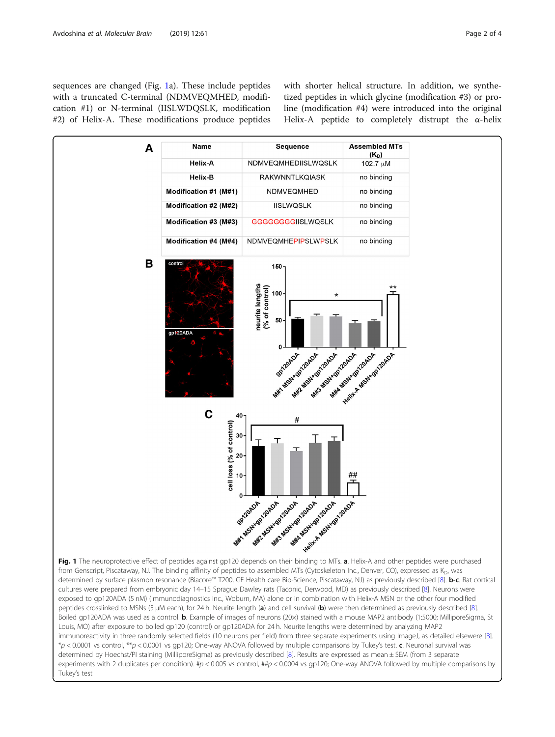sequences are changed (Fig. 1a). These include peptides with a truncated C-terminal (NDMVEQMHED, modification #1) or N-terminal (IISLWDQSLK, modification #2) of Helix-A. These modifications produce peptides with shorter helical structure. In addition, we synthetized peptides in which glycine (modification #3) or proline (modification #4) were introduced into the original Helix-A peptide to completely distrupt the α-helix

| Name | Sequence | Assembled MTs ($K_D$) |
|---|---|---|
| Helix-A | NDMVEQMHEDIISLWQSLK | 102.7 μM |
| Helix-B | RAKWNNTLKQIASK | no binding |
| Modification #1 (M#1) | NDMVEQMHED | no binding |
| Modification #2 (M#2) | IISLWQSLK | no binding |
| Modification #3 (M#3) | GGGGGGGGIISLWQSLK | no binding |
| Modification #4 (M#4) | NDMVEQMHEPIPSLWPSLK | no binding |

**Fig. 1** The neuroprotective effect of peptides against gp120 depends on their binding to MTs. **a**. Helix-A and other peptides were purchased from Genscript, Piscataway, NJ. The binding affinity of peptides to assembled MTs (Cytoskeleton Inc., Denver, CO), expressed as $K_D$, was determined by surface plasmon resonance (Biacore™ T200, GE Health care Bio-Science, Piscataway, NJ) as previously described [8]. **b-c**. Rat cortical cultures were prepared from embryonic day 14–15 Sprague Dawley rats (Taconic, Derwood, MD) as previously described [8]. Neurons were exposed to gp120ADA (5 nM) (Immunodiagnostics Inc., Woburn, MA) alone or in combination with Helix-A MSN or the other four modified peptides crosslinked to MSNs (5 μM each), for 24 h. Neurite length (**a**) and cell survival (**b**) were then determined as previously described [8]. Boiled gp120ADA was used as a control. **b**. Example of images of neurons (20×) stained with a mouse MAP2 antibody (1:5000; MilliporeSigma, St Louis, MO) after exposure to boiled gp120 (control) or gp120ADA for 24 h. Neurite lengths were determined by analyzing MAP2 immunoreactivity in three randomly selected fields (10 neurons per field) from three separate experiments using ImageJ, as detailed elsewhere [8]. *$p < 0.0001$ vs control, **$p < 0.0001$ vs gp120; One-way ANOVA followed by multiple comparisons by Tukey's test. **c**. Neuronal survival was determined by Hoechst/PI staining (MilliporeSigma) as previously described [8]. Results are expressed as mean ± SEM (from 3 separate experiments with 2 duplicates per condition). #$p < 0.005$ vs control, ##$p < 0.0004$ vs gp120; One-way ANOVA followed by multiple comparisons by Tukey's test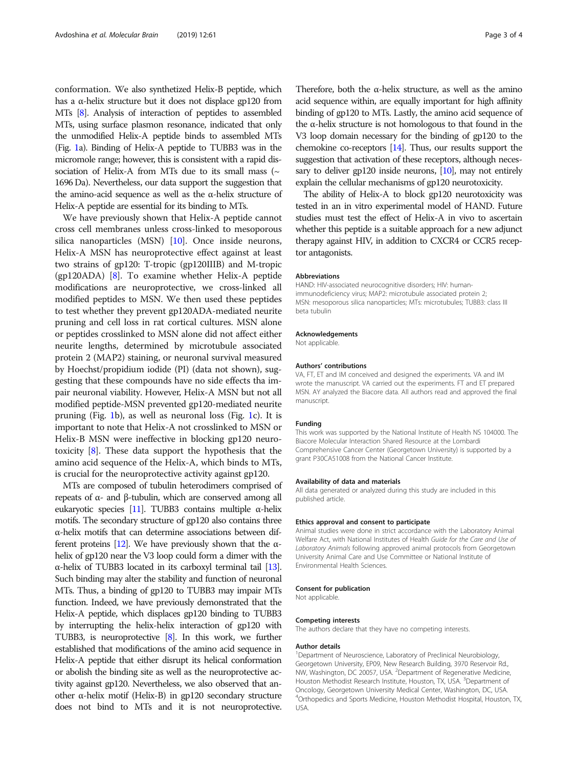conformation. We also synthetized Helix-B peptide, which has a α-helix structure but it does not displace gp120 from MTs [8]. Analysis of interaction of peptides to assembled MTs, using surface plasmon resonance, indicated that only the unmodified Helix-A peptide binds to assembled MTs (Fig. 1a). Binding of Helix-A peptide to TUBB3 was in the micromole range; however, this is consistent with a rapid dissociation of Helix-A from MTs due to its small mass (~ 1696 Da). Nevertheless, our data support the suggestion that the amino-acid sequence as well as the α-helix structure of Helix-A peptide are essential for its binding to MTs.

We have previously shown that Helix-A peptide cannot cross cell membranes unless cross-linked to mesoporous silica nanoparticles (MSN) [10]. Once inside neurons, Helix-A MSN has neuroprotective effect against at least two strains of gp120: T-tropic (gp120IIIB) and M-tropic (gp120ADA) [8]. To examine whether Helix-A peptide modifications are neuroprotective, we cross-linked all modified peptides to MSN. We then used these peptides to test whether they prevent gp120ADA-mediated neurite pruning and cell loss in rat cortical cultures. MSN alone or peptides crosslinked to MSN alone did not affect either neurite lengths, determined by microtubule associated protein 2 (MAP2) staining, or neuronal survival measured by Hoechst/propidium iodide (PI) (data not shown), suggesting that these compounds have no side effects tha impair neuronal viability. However, Helix-A MSN but not all modified peptide-MSN prevented gp120-mediated neurite pruning (Fig. 1b), as well as neuronal loss (Fig. 1c). It is important to note that Helix-A not crosslinked to MSN or Helix-B MSN were ineffective in blocking gp120 neurotoxicity [8]. These data support the hypothesis that the amino acid sequence of the Helix-A, which binds to MTs, is crucial for the neuroprotective activity against gp120.

MTs are composed of tubulin heterodimers comprised of repeats of α- and β-tubulin, which are conserved among all eukaryotic species [11]. TUBB3 contains multiple α-helix motifs. The secondary structure of gp120 also contains three α-helix motifs that can determine associations between different proteins [12]. We have previously shown that the α-helix of gp120 near the V3 loop could form a dimer with the α-helix of TUBB3 located in its carboxyl terminal tail [13]. Such binding may alter the stability and function of neuronal MTs. Thus, a binding of gp120 to TUBB3 may impair MTs function. Indeed, we have previously demonstrated that the Helix-A peptide, which displaces gp120 binding to TUBB3 by interrupting the helix-helix interaction of gp120 with TUBB3, is neuroprotective [8]. In this work, we further established that modifications of the amino acid sequence in Helix-A peptide that either disrupt its helical conformation or abolish the binding site as well as the neuroprotective activity against gp120. Nevertheless, we also observed that another α-helix motif (Helix-B) in gp120 secondary structure does not bind to MTs and it is not neuroprotective. Therefore, both the α-helix structure, as well as the amino acid sequence within, are equally important for high affinity binding of gp120 to MTs. Lastly, the amino acid sequence of the α-helix structure is not homologous to that found in the V3 loop domain necessary for the binding of gp120 to the chemokine co-receptors [14]. Thus, our results support the suggestion that activation of these receptors, although necessary to deliver gp120 inside neurons, [10], may not entirely explain the cellular mechanisms of gp120 neurotoxicity.

The ability of Helix-A to block gp120 neurotoxicity was tested in an in vitro experimental model of HAND. Future studies must test the effect of Helix-A in vivo to ascertain whether this peptide is a suitable approach for a new adjunct therapy against HIV, in addition to CXCR4 or CCR5 receptor antagonists.

#### Abbreviations

HAND: HIV-associated neurocognitive disorders; HIV: human-immunodeficiency virus; MAP2: microtubule associated protein 2; MSN: mesoporous silica nanoparticles; MTs: microtubules; TUBB3: class III beta tubulin

#### Acknowledgements

Not applicable.

#### Authors' contributions

VA, FT, ET and IM conceived and designed the experiments. VA and IM wrote the manuscript. VA carried out the experiments. FT and ET prepared MSN. AY analyzed the Biacore data. All authors read and approved the final manuscript.

#### Funding

This work was supported by the National Institute of Health NS 104000. The Biacore Molecular Interaction Shared Resource at the Lombardi Comprehensive Cancer Center (Georgetown University) is supported by a grant P30CA51008 from the National Cancer Institute.

#### Availability of data and materials

All data generated or analyzed during this study are included in this published article.

#### Ethics approval and consent to participate

Animal studies were done in strict accordance with the Laboratory Animal Welfare Act, with National Institutes of Health *Guide for the Care and Use of Laboratory Animals* following approved animal protocols from Georgetown University Animal Care and Use Committee or National Institute of Environmental Health Sciences.

#### Consent for publication

Not applicable.

#### Competing interests

The authors declare that they have no competing interests.

#### Author details

[1]Department of Neuroscience, Laboratory of Preclinical Neurobiology, Georgetown University, EP09, New Research Building, 3970 Reservoir Rd., NW, Washington, DC 20057, USA. [2]Department of Regenerative Medicine, Houston Methodist Research Institute, Houston, TX, USA. [3]Department of Oncology, Georgetown University Medical Center, Washington, DC, USA. [4]Orthopedics and Sports Medicine, Houston Methodist Hospital, Houston, TX, USA.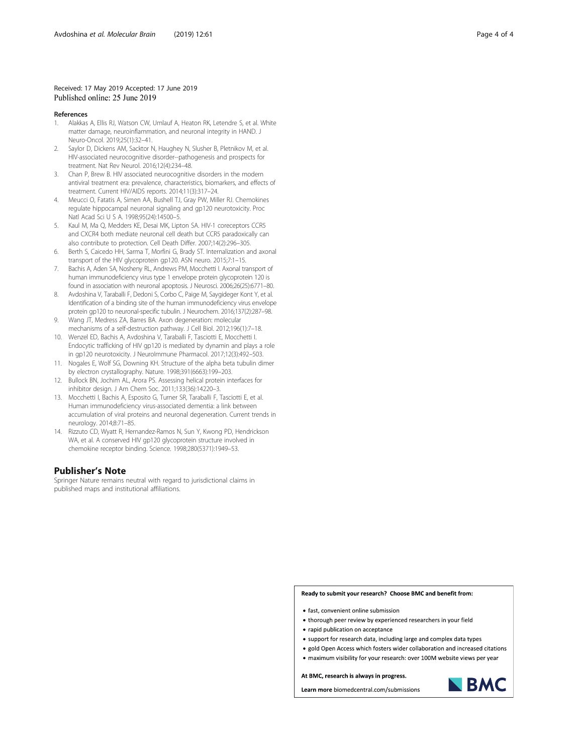Received: 17 May 2019 Accepted: 17 June 2019
Published online: 25 June 2019

## References

1. Alakkas A, Ellis RJ, Watson CW, Umlauf A, Heaton RK, Letendre S, et al. White matter damage, neuroinflammation, and neuronal integrity in HAND. J Neuro-Oncol. 2019;25(1):32–41.
2. Saylor D, Dickens AM, Sacktor N, Haughey N, Slusher B, Pletnikov M, et al. HIV-associated neurocognitive disorder--pathogenesis and prospects for treatment. Nat Rev Neurol. 2016;12(4):234–48.
3. Chan P, Brew B. HIV associated neurocognitive disorders in the modern antiviral treatment era: prevalence, characteristics, biomarkers, and effects of treatment. Current HIV/AIDS reports. 2014;11(3):317–24.
4. Meucci O, Fatatis A, Simen AA, Bushell TJ, Gray PW, Miller RJ. Chemokines regulate hippocampal neuronal signaling and gp120 neurotoxicity. Proc Natl Acad Sci U S A. 1998;95(24):14500–5.
5. Kaul M, Ma Q, Medders KE, Desai MK, Lipton SA. HIV-1 coreceptors CCR5 and CXCR4 both mediate neuronal cell death but CCR5 paradoxically can also contribute to protection. Cell Death Differ. 2007;14(2):296–305.
6. Berth S, Caicedo HH, Sarma T, Morfini G, Brady ST. Internalization and axonal transport of the HIV glycoprotein gp120. ASN neuro. 2015;7:1–15.
7. Bachis A, Aden SA, Nosheny RL, Andrews PM, Mocchetti I. Axonal transport of human immunodeficiency virus type 1 envelope protein glycoprotein 120 is found in association with neuronal apoptosis. J Neurosci. 2006;26(25):6771–80.
8. Avdoshina V, Taraballi F, Dedoni S, Corbo C, Paige M, Saygideger Kont Y, et al. Identification of a binding site of the human immunodeficiency virus envelope protein gp120 to neuronal-specific tubulin. J Neurochem. 2016;137(2):287–98.
9. Wang JT, Medress ZA, Barres BA. Axon degeneration: molecular mechanisms of a self-destruction pathway. J Cell Biol. 2012;196(1):7–18.
10. Wenzel ED, Bachis A, Avdoshina V, Taraballi F, Tasciotti E, Mocchetti I. Endocytic trafficking of HIV gp120 is mediated by dynamin and plays a role in gp120 neurotoxicity. J NeuroImmune Pharmacol. 2017;12(3):492–503.
11. Nogales E, Wolf SG, Downing KH. Structure of the alpha beta tubulin dimer by electron crystallography. Nature. 1998;391(6663):199–203.
12. Bullock BN, Jochim AL, Arora PS. Assessing helical protein interfaces for inhibitor design. J Am Chem Soc. 2011;133(36):14220–3.
13. Mocchetti I, Bachis A, Esposito G, Turner SR, Taraballi F, Tasciotti E, et al. Human immunodeficiency virus-associated dementia: a link between accumulation of viral proteins and neuronal degeneration. Current trends in neurology. 2014;8:71–85.
14. Rizzuto CD, Wyatt R, Hernandez-Ramos N, Sun Y, Kwong PD, Hendrickson WA, et al. A conserved HIV gp120 glycoprotein structure involved in chemokine receptor binding. Science. 1998;280(5371):1949–53.

## Publisher's Note

Springer Nature remains neutral with regard to jurisdictional claims in published maps and institutional affiliations.

**Ready to submit your research? Choose BMC and benefit from:**

- fast, convenient online submission
- thorough peer review by experienced researchers in your field
- rapid publication on acceptance
- support for research data, including large and complex data types
- gold Open Access which fosters wider collaboration and increased citations
- maximum visibility for your research: over 100M website views per year

**At BMC, research is always in progress.**

**Learn more** biomedcentral.com/submissions